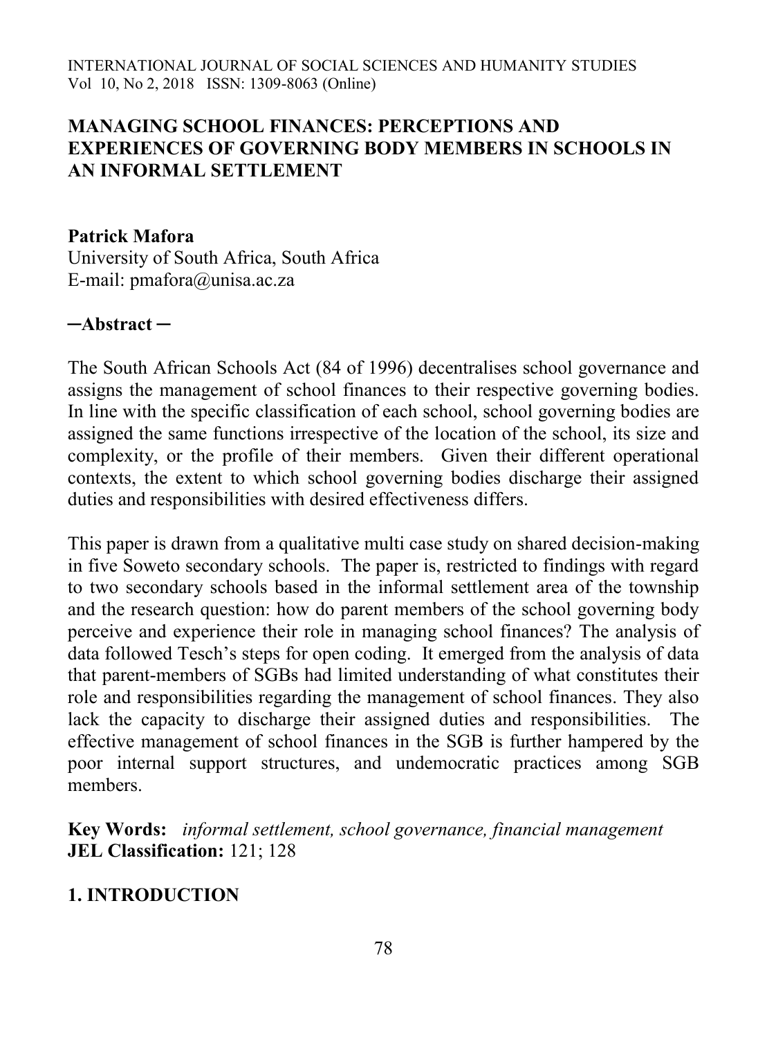# MANAGING SCHOOL FINANCES: PERCEPTIONS AND EXPERIENCES OF GOVERNING BODY MEMBERS IN SCHOOLS IN AN INFORMAL SETTLEMENT

**Patrick Mafora**
University of South Africa, South Africa
E-mail: pmafora@unisa.ac.za

## ─Abstract ─

The South African Schools Act (84 of 1996) decentralises school governance and assigns the management of school finances to their respective governing bodies. In line with the specific classification of each school, school governing bodies are assigned the same functions irrespective of the location of the school, its size and complexity, or the profile of their members. Given their different operational contexts, the extent to which school governing bodies discharge their assigned duties and responsibilities with desired effectiveness differs.

This paper is drawn from a qualitative multi case study on shared decision-making in five Soweto secondary schools. The paper is, restricted to findings with regard to two secondary schools based in the informal settlement area of the township and the research question: how do parent members of the school governing body perceive and experience their role in managing school finances? The analysis of data followed Tesch's steps for open coding. It emerged from the analysis of data that parent-members of SGBs had limited understanding of what constitutes their role and responsibilities regarding the management of school finances. They also lack the capacity to discharge their assigned duties and responsibilities. The effective management of school finances in the SGB is further hampered by the poor internal support structures, and undemocratic practices among SGB members.

**Key Words:** *informal settlement, school governance, financial management*
**JEL Classification:** 121; 128

## 1. INTRODUCTION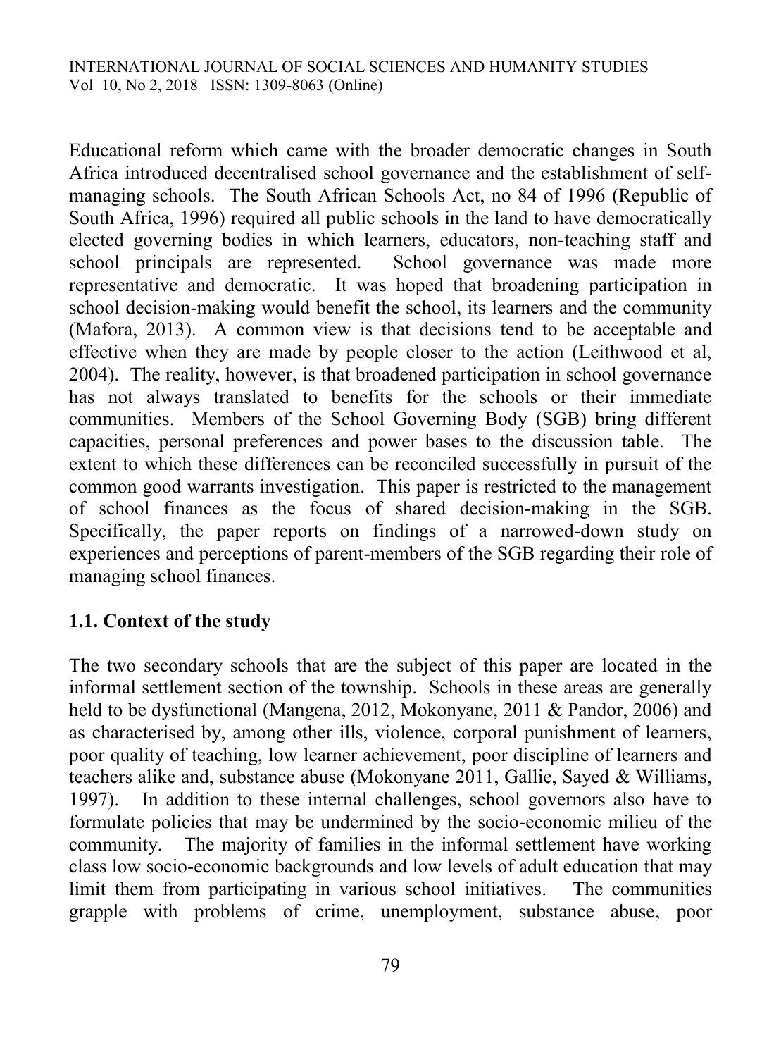Educational reform which came with the broader democratic changes in South Africa introduced decentralised school governance and the establishment of self-managing schools. The South African Schools Act, no 84 of 1996 (Republic of South Africa, 1996) required all public schools in the land to have democratically elected governing bodies in which learners, educators, non-teaching staff and school principals are represented. School governance was made more representative and democratic. It was hoped that broadening participation in school decision-making would benefit the school, its learners and the community (Mafora, 2013). A common view is that decisions tend to be acceptable and effective when they are made by people closer to the action (Leithwood et al, 2004). The reality, however, is that broadened participation in school governance has not always translated to benefits for the schools or their immediate communities. Members of the School Governing Body (SGB) bring different capacities, personal preferences and power bases to the discussion table. The extent to which these differences can be reconciled successfully in pursuit of the common good warrants investigation. This paper is restricted to the management of school finances as the focus of shared decision-making in the SGB. Specifically, the paper reports on findings of a narrowed-down study on experiences and perceptions of parent-members of the SGB regarding their role of managing school finances.

### 1.1. Context of the study

The two secondary schools that are the subject of this paper are located in the informal settlement section of the township. Schools in these areas are generally held to be dysfunctional (Mangena, 2012, Mokonyane, 2011 & Pandor, 2006) and as characterised by, among other ills, violence, corporal punishment of learners, poor quality of teaching, low learner achievement, poor discipline of learners and teachers alike and, substance abuse (Mokonyane 2011, Gallie, Sayed & Williams, 1997). In addition to these internal challenges, school governors also have to formulate policies that may be undermined by the socio-economic milieu of the community. The majority of families in the informal settlement have working class low socio-economic backgrounds and low levels of adult education that may limit them from participating in various school initiatives. The communities grapple with problems of crime, unemployment, substance abuse, poor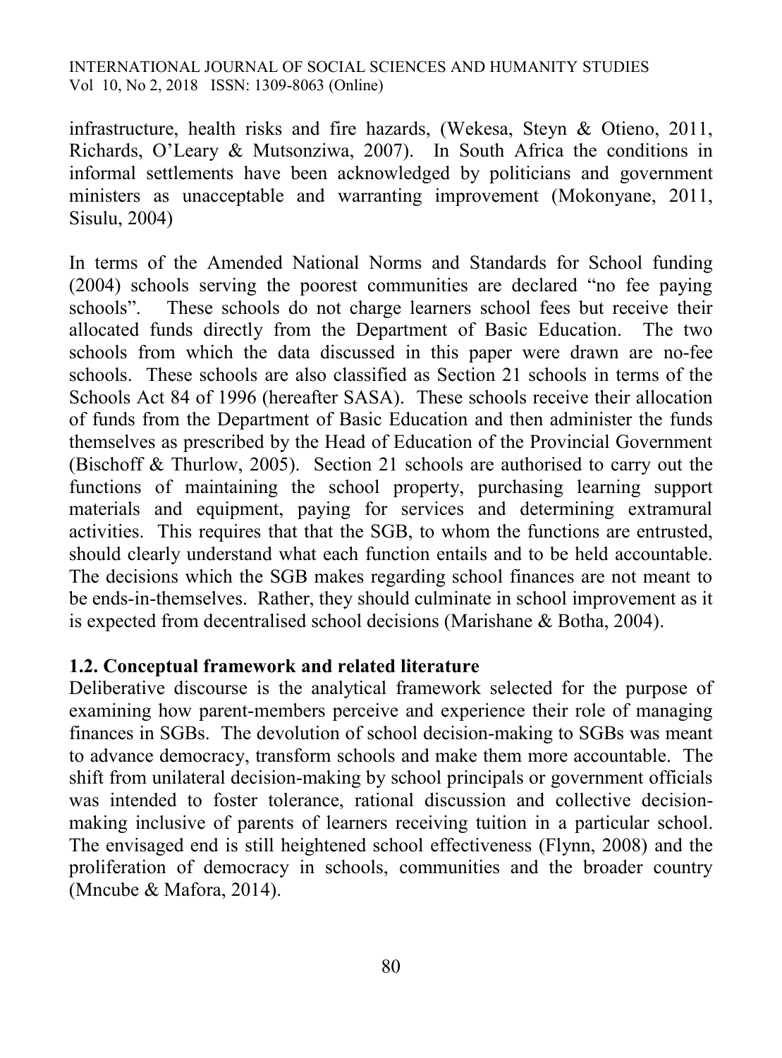infrastructure, health risks and fire hazards, (Wekesa, Steyn & Otieno, 2011, Richards, O'Leary & Mutsonziwa, 2007). In South Africa the conditions in informal settlements have been acknowledged by politicians and government ministers as unacceptable and warranting improvement (Mokonyane, 2011, Sisulu, 2004)

In terms of the Amended National Norms and Standards for School funding (2004) schools serving the poorest communities are declared "no fee paying schools". These schools do not charge learners school fees but receive their allocated funds directly from the Department of Basic Education. The two schools from which the data discussed in this paper were drawn are no-fee schools. These schools are also classified as Section 21 schools in terms of the Schools Act 84 of 1996 (hereafter SASA). These schools receive their allocation of funds from the Department of Basic Education and then administer the funds themselves as prescribed by the Head of Education of the Provincial Government (Bischoff & Thurlow, 2005). Section 21 schools are authorised to carry out the functions of maintaining the school property, purchasing learning support materials and equipment, paying for services and determining extramural activities. This requires that that the SGB, to whom the functions are entrusted, should clearly understand what each function entails and to be held accountable. The decisions which the SGB makes regarding school finances are not meant to be ends-in-themselves. Rather, they should culminate in school improvement as it is expected from decentralised school decisions (Marishane & Botha, 2004).

### 1.2. Conceptual framework and related literature

Deliberative discourse is the analytical framework selected for the purpose of examining how parent-members perceive and experience their role of managing finances in SGBs. The devolution of school decision-making to SGBs was meant to advance democracy, transform schools and make them more accountable. The shift from unilateral decision-making by school principals or government officials was intended to foster tolerance, rational discussion and collective decision-making inclusive of parents of learners receiving tuition in a particular school. The envisaged end is still heightened school effectiveness (Flynn, 2008) and the proliferation of democracy in schools, communities and the broader country (Mncube & Mafora, 2014).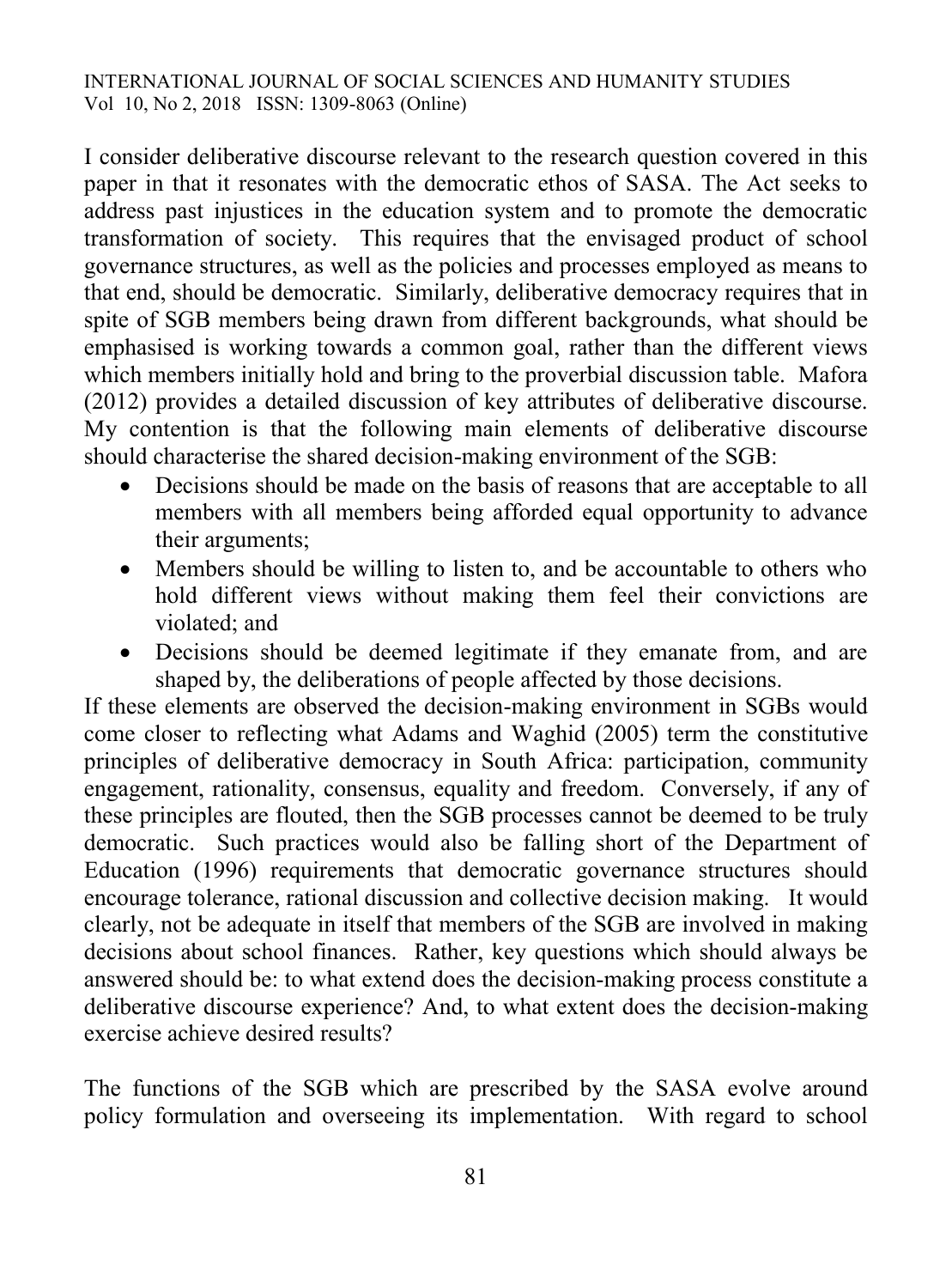I consider deliberative discourse relevant to the research question covered in this paper in that it resonates with the democratic ethos of SASA. The Act seeks to address past injustices in the education system and to promote the democratic transformation of society. This requires that the envisaged product of school governance structures, as well as the policies and processes employed as means to that end, should be democratic. Similarly, deliberative democracy requires that in spite of SGB members being drawn from different backgrounds, what should be emphasised is working towards a common goal, rather than the different views which members initially hold and bring to the proverbial discussion table. Mafora (2012) provides a detailed discussion of key attributes of deliberative discourse. My contention is that the following main elements of deliberative discourse should characterise the shared decision-making environment of the SGB:

- Decisions should be made on the basis of reasons that are acceptable to all members with all members being afforded equal opportunity to advance their arguments;
- Members should be willing to listen to, and be accountable to others who hold different views without making them feel their convictions are violated; and
- Decisions should be deemed legitimate if they emanate from, and are shaped by, the deliberations of people affected by those decisions.

If these elements are observed the decision-making environment in SGBs would come closer to reflecting what Adams and Waghid (2005) term the constitutive principles of deliberative democracy in South Africa: participation, community engagement, rationality, consensus, equality and freedom. Conversely, if any of these principles are flouted, then the SGB processes cannot be deemed to be truly democratic. Such practices would also be falling short of the Department of Education (1996) requirements that democratic governance structures should encourage tolerance, rational discussion and collective decision making. It would clearly, not be adequate in itself that members of the SGB are involved in making decisions about school finances. Rather, key questions which should always be answered should be: to what extend does the decision-making process constitute a deliberative discourse experience? And, to what extent does the decision-making exercise achieve desired results?

The functions of the SGB which are prescribed by the SASA evolve around policy formulation and overseeing its implementation. With regard to school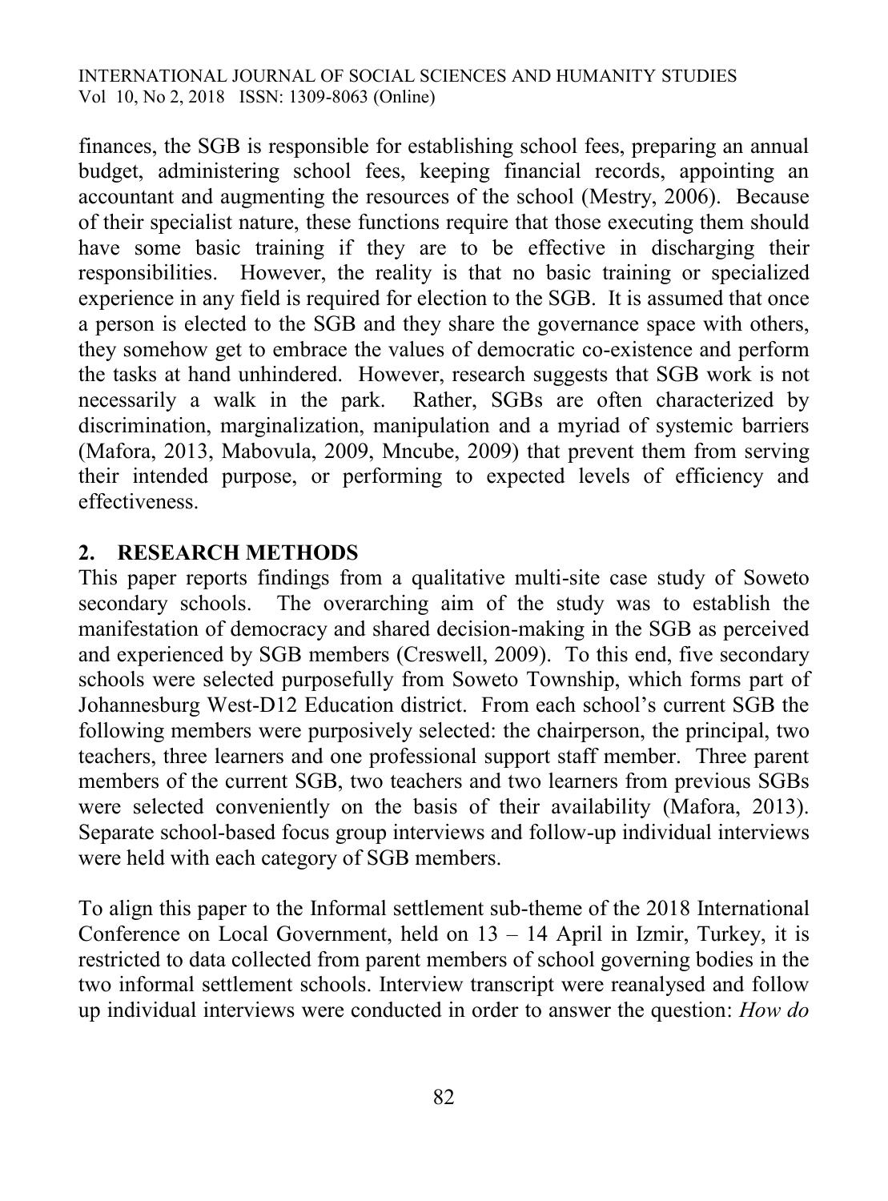finances, the SGB is responsible for establishing school fees, preparing an annual budget, administering school fees, keeping financial records, appointing an accountant and augmenting the resources of the school (Mestry, 2006). Because of their specialist nature, these functions require that those executing them should have some basic training if they are to be effective in discharging their responsibilities. However, the reality is that no basic training or specialized experience in any field is required for election to the SGB. It is assumed that once a person is elected to the SGB and they share the governance space with others, they somehow get to embrace the values of democratic co-existence and perform the tasks at hand unhindered. However, research suggests that SGB work is not necessarily a walk in the park. Rather, SGBs are often characterized by discrimination, marginalization, manipulation and a myriad of systemic barriers (Mafora, 2013, Mabovula, 2009, Mncube, 2009) that prevent them from serving their intended purpose, or performing to expected levels of efficiency and effectiveness.

## 2. RESEARCH METHODS

This paper reports findings from a qualitative multi-site case study of Soweto secondary schools. The overarching aim of the study was to establish the manifestation of democracy and shared decision-making in the SGB as perceived and experienced by SGB members (Creswell, 2009). To this end, five secondary schools were selected purposefully from Soweto Township, which forms part of Johannesburg West-D12 Education district. From each school's current SGB the following members were purposively selected: the chairperson, the principal, two teachers, three learners and one professional support staff member. Three parent members of the current SGB, two teachers and two learners from previous SGBs were selected conveniently on the basis of their availability (Mafora, 2013). Separate school-based focus group interviews and follow-up individual interviews were held with each category of SGB members.

To align this paper to the Informal settlement sub-theme of the 2018 International Conference on Local Government, held on 13 – 14 April in Izmir, Turkey, it is restricted to data collected from parent members of school governing bodies in the two informal settlement schools. Interview transcript were reanalysed and follow up individual interviews were conducted in order to answer the question: *How do*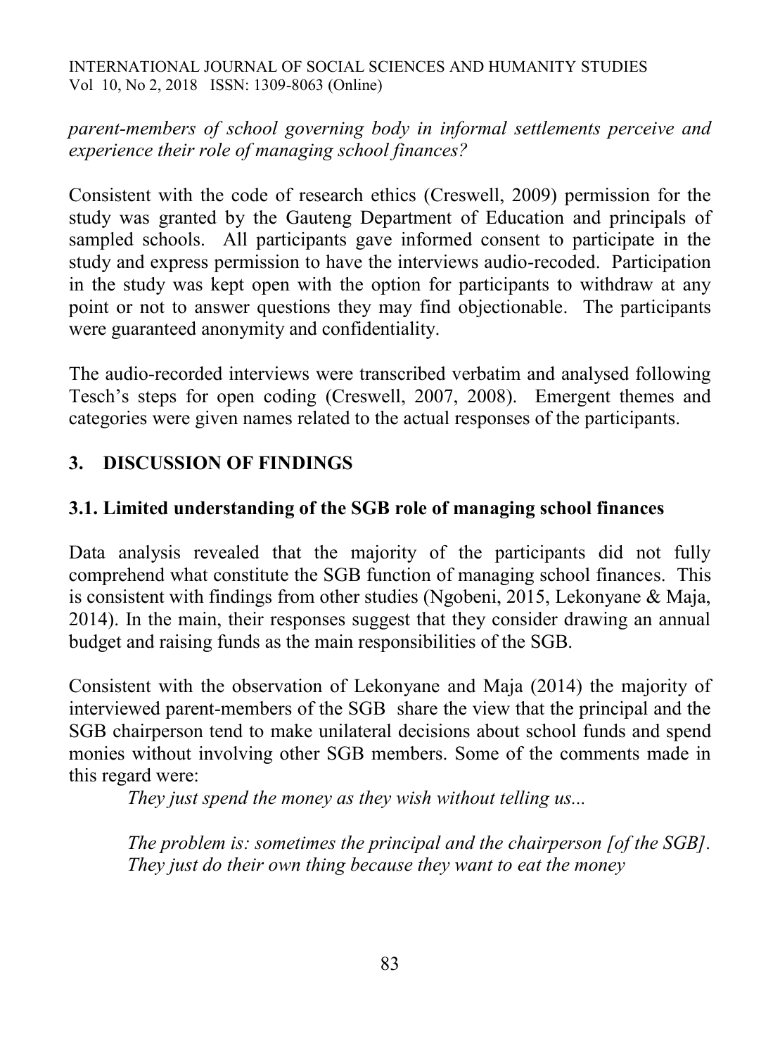*parent-members of school governing body in informal settlements perceive and experience their role of managing school finances?*

Consistent with the code of research ethics (Creswell, 2009) permission for the study was granted by the Gauteng Department of Education and principals of sampled schools. All participants gave informed consent to participate in the study and express permission to have the interviews audio-recoded. Participation in the study was kept open with the option for participants to withdraw at any point or not to answer questions they may find objectionable. The participants were guaranteed anonymity and confidentiality.

The audio-recorded interviews were transcribed verbatim and analysed following Tesch's steps for open coding (Creswell, 2007, 2008). Emergent themes and categories were given names related to the actual responses of the participants.

## 3. DISCUSSION OF FINDINGS

### 3.1. Limited understanding of the SGB role of managing school finances

Data analysis revealed that the majority of the participants did not fully comprehend what constitute the SGB function of managing school finances. This is consistent with findings from other studies (Ngobeni, 2015, Lekonyane & Maja, 2014). In the main, their responses suggest that they consider drawing an annual budget and raising funds as the main responsibilities of the SGB.

Consistent with the observation of Lekonyane and Maja (2014) the majority of interviewed parent-members of the SGB share the view that the principal and the SGB chairperson tend to make unilateral decisions about school funds and spend monies without involving other SGB members. Some of the comments made in this regard were:

> *They just spend the money as they wish without telling us...*
>
> *The problem is: sometimes the principal and the chairperson [of the SGB]. They just do their own thing because they want to eat the money*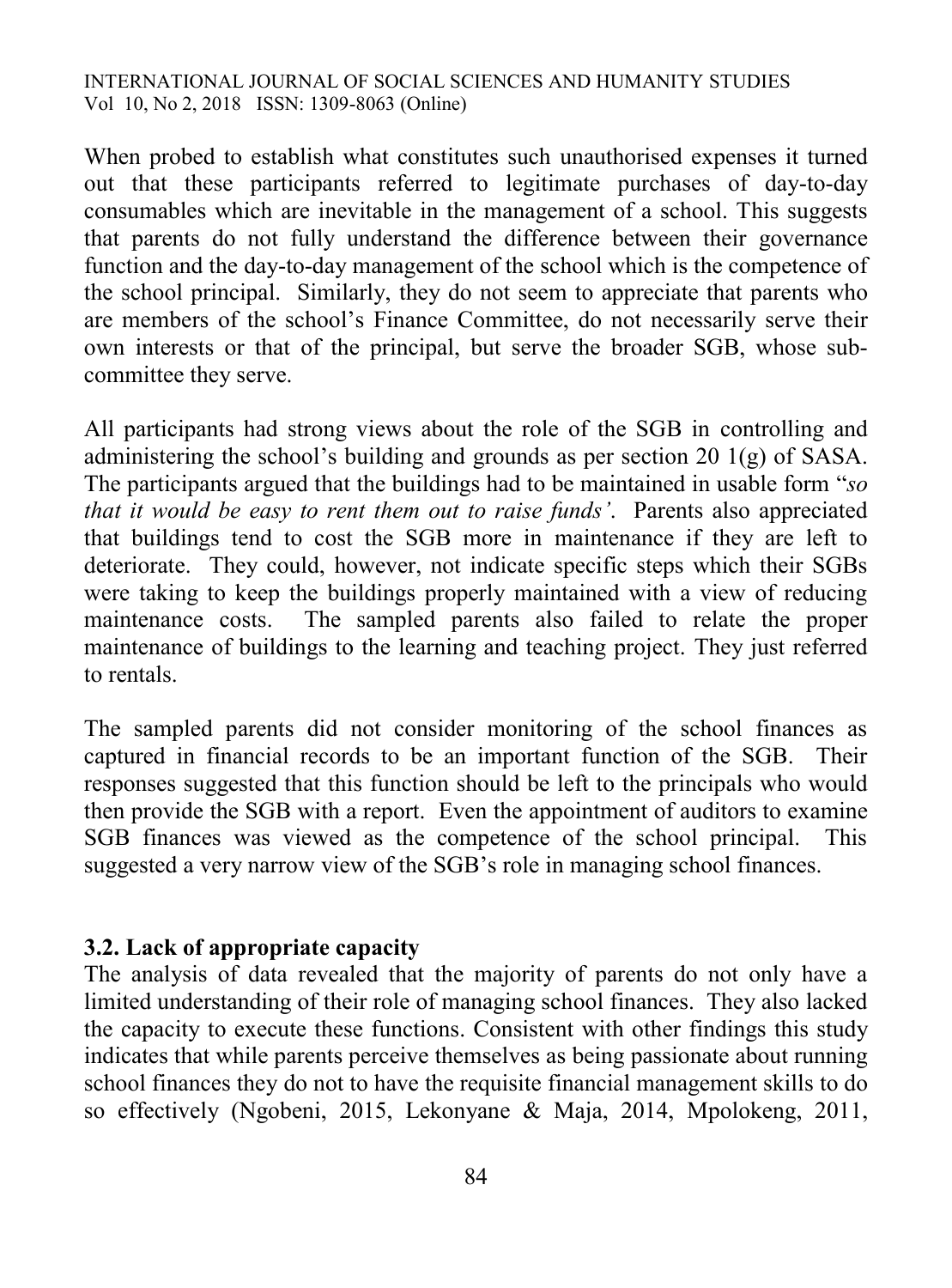When probed to establish what constitutes such unauthorised expenses it turned out that these participants referred to legitimate purchases of day-to-day consumables which are inevitable in the management of a school. This suggests that parents do not fully understand the difference between their governance function and the day-to-day management of the school which is the competence of the school principal. Similarly, they do not seem to appreciate that parents who are members of the school's Finance Committee, do not necessarily serve their own interests or that of the principal, but serve the broader SGB, whose sub-committee they serve.

All participants had strong views about the role of the SGB in controlling and administering the school's building and grounds as per section 20 1(g) of SASA. The participants argued that the buildings had to be maintained in usable form "*so that it would be easy to rent them out to raise funds'*. Parents also appreciated that buildings tend to cost the SGB more in maintenance if they are left to deteriorate. They could, however, not indicate specific steps which their SGBs were taking to keep the buildings properly maintained with a view of reducing maintenance costs. The sampled parents also failed to relate the proper maintenance of buildings to the learning and teaching project. They just referred to rentals.

The sampled parents did not consider monitoring of the school finances as captured in financial records to be an important function of the SGB. Their responses suggested that this function should be left to the principals who would then provide the SGB with a report. Even the appointment of auditors to examine SGB finances was viewed as the competence of the school principal. This suggested a very narrow view of the SGB's role in managing school finances.

### 3.2. Lack of appropriate capacity

The analysis of data revealed that the majority of parents do not only have a limited understanding of their role of managing school finances. They also lacked the capacity to execute these functions. Consistent with other findings this study indicates that while parents perceive themselves as being passionate about running school finances they do not to have the requisite financial management skills to do so effectively (Ngobeni, 2015, Lekonyane & Maja, 2014, Mpolokeng, 2011,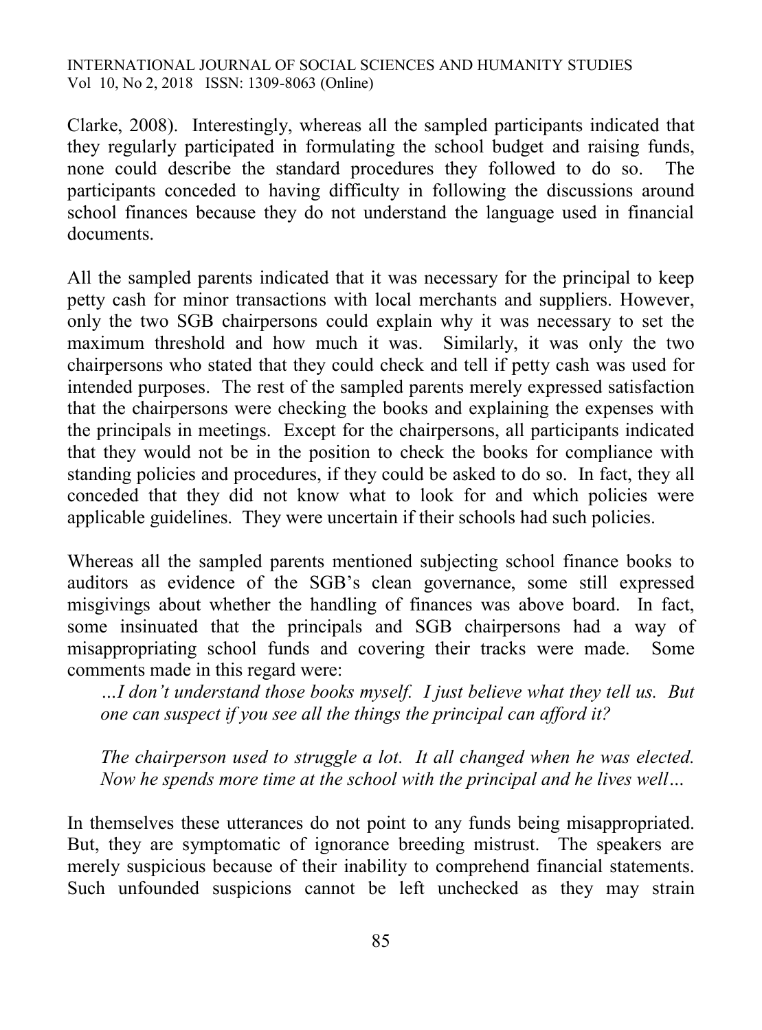Clarke, 2008). Interestingly, whereas all the sampled participants indicated that they regularly participated in formulating the school budget and raising funds, none could describe the standard procedures they followed to do so. The participants conceded to having difficulty in following the discussions around school finances because they do not understand the language used in financial documents.

All the sampled parents indicated that it was necessary for the principal to keep petty cash for minor transactions with local merchants and suppliers. However, only the two SGB chairpersons could explain why it was necessary to set the maximum threshold and how much it was. Similarly, it was only the two chairpersons who stated that they could check and tell if petty cash was used for intended purposes. The rest of the sampled parents merely expressed satisfaction that the chairpersons were checking the books and explaining the expenses with the principals in meetings. Except for the chairpersons, all participants indicated that they would not be in the position to check the books for compliance with standing policies and procedures, if they could be asked to do so. In fact, they all conceded that they did not know what to look for and which policies were applicable guidelines. They were uncertain if their schools had such policies.

Whereas all the sampled parents mentioned subjecting school finance books to auditors as evidence of the SGB's clean governance, some still expressed misgivings about whether the handling of finances was above board. In fact, some insinuated that the principals and SGB chairpersons had a way of misappropriating school funds and covering their tracks were made. Some comments made in this regard were:

> *…I don't understand those books myself. I just believe what they tell us. But one can suspect if you see all the things the principal can afford it?*
>
> *The chairperson used to struggle a lot. It all changed when he was elected. Now he spends more time at the school with the principal and he lives well…*

In themselves these utterances do not point to any funds being misappropriated. But, they are symptomatic of ignorance breeding mistrust. The speakers are merely suspicious because of their inability to comprehend financial statements. Such unfounded suspicions cannot be left unchecked as they may strain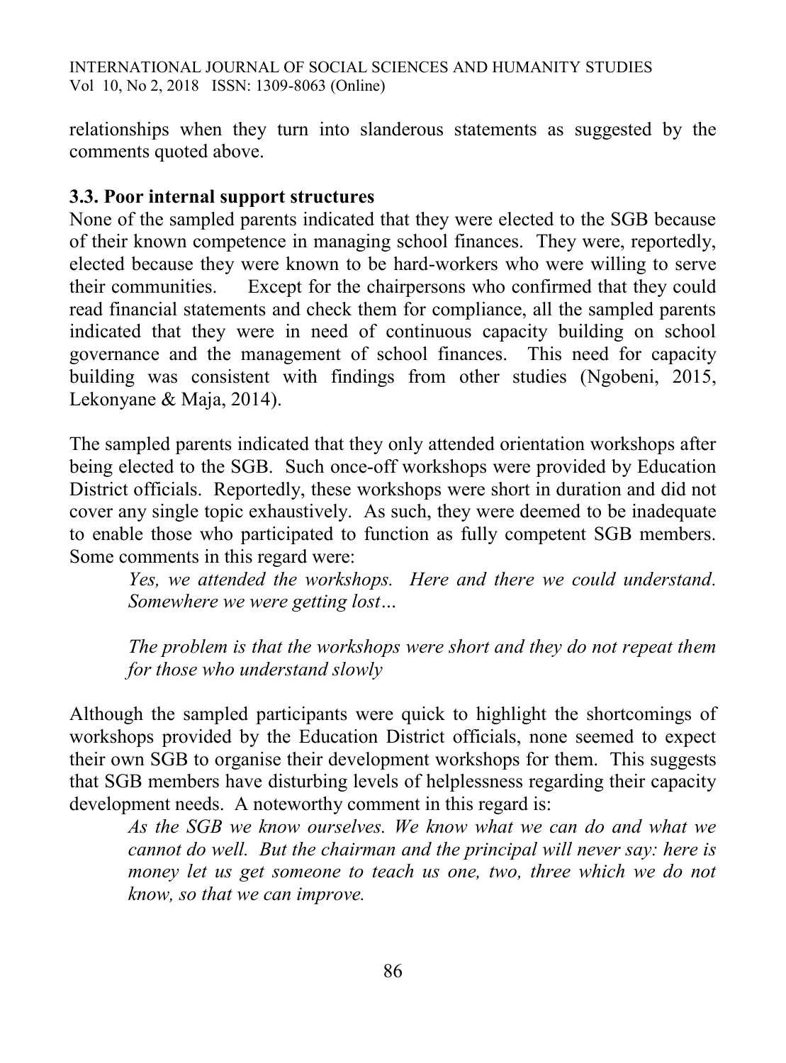relationships when they turn into slanderous statements as suggested by the comments quoted above.

### 3.3. Poor internal support structures

None of the sampled parents indicated that they were elected to the SGB because of their known competence in managing school finances. They were, reportedly, elected because they were known to be hard-workers who were willing to serve their communities. Except for the chairpersons who confirmed that they could read financial statements and check them for compliance, all the sampled parents indicated that they were in need of continuous capacity building on school governance and the management of school finances. This need for capacity building was consistent with findings from other studies (Ngobeni, 2015, Lekonyane & Maja, 2014).

The sampled parents indicated that they only attended orientation workshops after being elected to the SGB. Such once-off workshops were provided by Education District officials. Reportedly, these workshops were short in duration and did not cover any single topic exhaustively. As such, they were deemed to be inadequate to enable those who participated to function as fully competent SGB members. Some comments in this regard were:

> *Yes, we attended the workshops. Here and there we could understand. Somewhere we were getting lost…*

> *The problem is that the workshops were short and they do not repeat them for those who understand slowly*

Although the sampled participants were quick to highlight the shortcomings of workshops provided by the Education District officials, none seemed to expect their own SGB to organise their development workshops for them. This suggests that SGB members have disturbing levels of helplessness regarding their capacity development needs. A noteworthy comment in this regard is:

> *As the SGB we know ourselves. We know what we can do and what we cannot do well. But the chairman and the principal will never say: here is money let us get someone to teach us one, two, three which we do not know, so that we can improve.*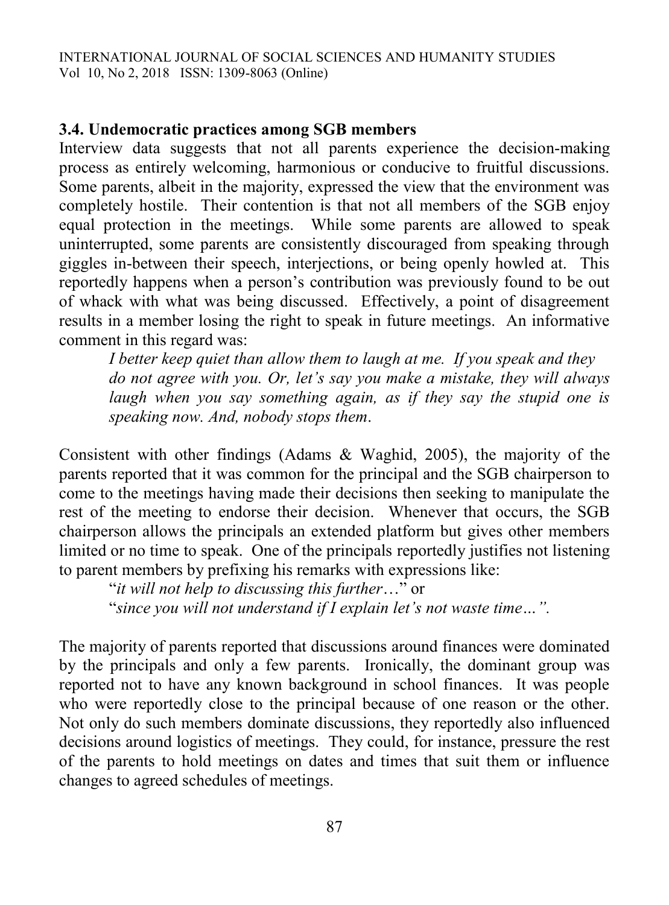### 3.4. Undemocratic practices among SGB members

Interview data suggests that not all parents experience the decision-making process as entirely welcoming, harmonious or conducive to fruitful discussions. Some parents, albeit in the majority, expressed the view that the environment was completely hostile. Their contention is that not all members of the SGB enjoy equal protection in the meetings. While some parents are allowed to speak uninterrupted, some parents are consistently discouraged from speaking through giggles in-between their speech, interjections, or being openly howled at. This reportedly happens when a person's contribution was previously found to be out of whack with what was being discussed. Effectively, a point of disagreement results in a member losing the right to speak in future meetings. An informative comment in this regard was:

> *I better keep quiet than allow them to laugh at me. If you speak and they do not agree with you. Or, let's say you make a mistake, they will always laugh when you say something again, as if they say the stupid one is speaking now. And, nobody stops them.*

Consistent with other findings (Adams & Waghid, 2005), the majority of the parents reported that it was common for the principal and the SGB chairperson to come to the meetings having made their decisions then seeking to manipulate the rest of the meeting to endorse their decision. Whenever that occurs, the SGB chairperson allows the principals an extended platform but gives other members limited or no time to speak. One of the principals reportedly justifies not listening to parent members by prefixing his remarks with expressions like:

> "*it will not help to discussing this further*…" or
> "*since you will not understand if I explain let's not waste time…".*

The majority of parents reported that discussions around finances were dominated by the principals and only a few parents. Ironically, the dominant group was reported not to have any known background in school finances. It was people who were reportedly close to the principal because of one reason or the other. Not only do such members dominate discussions, they reportedly also influenced decisions around logistics of meetings. They could, for instance, pressure the rest of the parents to hold meetings on dates and times that suit them or influence changes to agreed schedules of meetings.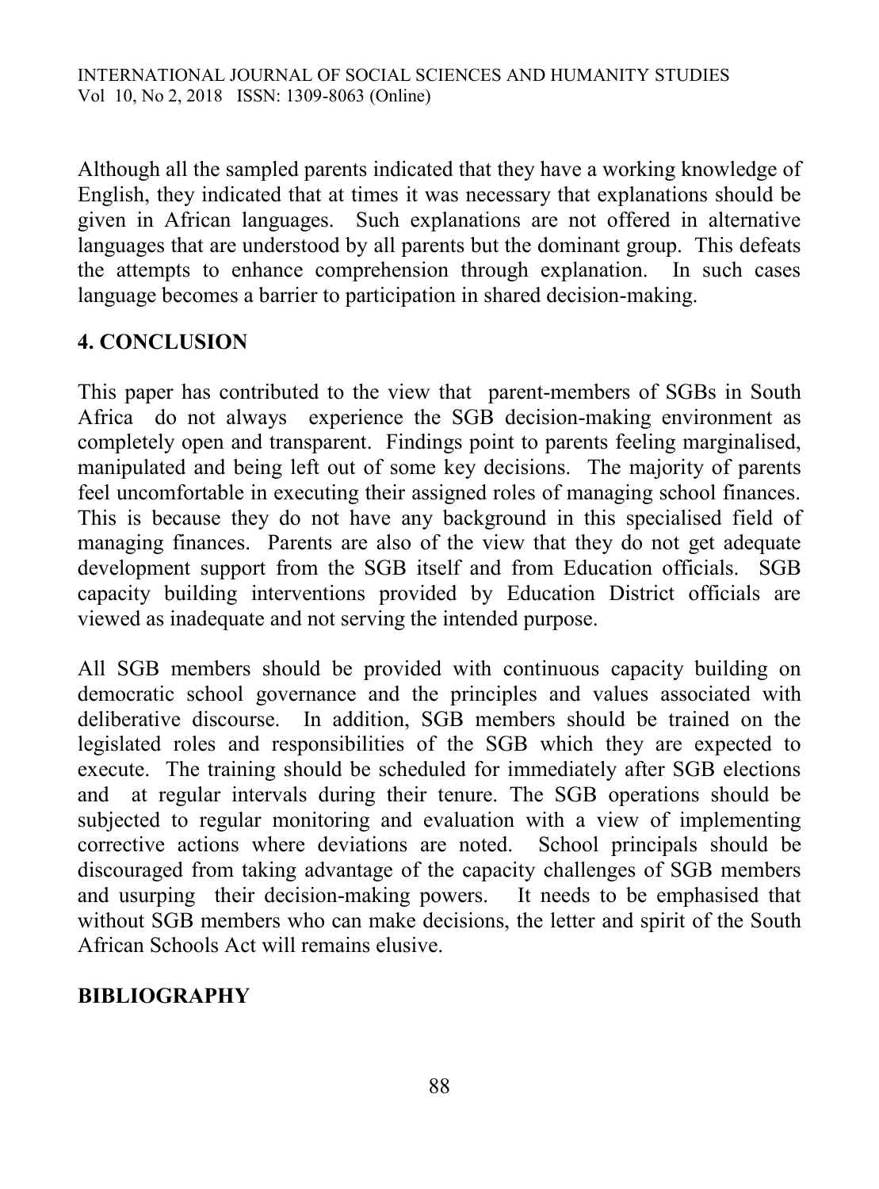Although all the sampled parents indicated that they have a working knowledge of English, they indicated that at times it was necessary that explanations should be given in African languages. Such explanations are not offered in alternative languages that are understood by all parents but the dominant group. This defeats the attempts to enhance comprehension through explanation. In such cases language becomes a barrier to participation in shared decision-making.

## 4. CONCLUSION

This paper has contributed to the view that parent-members of SGBs in South Africa do not always experience the SGB decision-making environment as completely open and transparent. Findings point to parents feeling marginalised, manipulated and being left out of some key decisions. The majority of parents feel uncomfortable in executing their assigned roles of managing school finances. This is because they do not have any background in this specialised field of managing finances. Parents are also of the view that they do not get adequate development support from the SGB itself and from Education officials. SGB capacity building interventions provided by Education District officials are viewed as inadequate and not serving the intended purpose.

All SGB members should be provided with continuous capacity building on democratic school governance and the principles and values associated with deliberative discourse. In addition, SGB members should be trained on the legislated roles and responsibilities of the SGB which they are expected to execute. The training should be scheduled for immediately after SGB elections and at regular intervals during their tenure. The SGB operations should be subjected to regular monitoring and evaluation with a view of implementing corrective actions where deviations are noted. School principals should be discouraged from taking advantage of the capacity challenges of SGB members and usurping their decision-making powers. It needs to be emphasised that without SGB members who can make decisions, the letter and spirit of the South African Schools Act will remains elusive.

## BIBLIOGRAPHY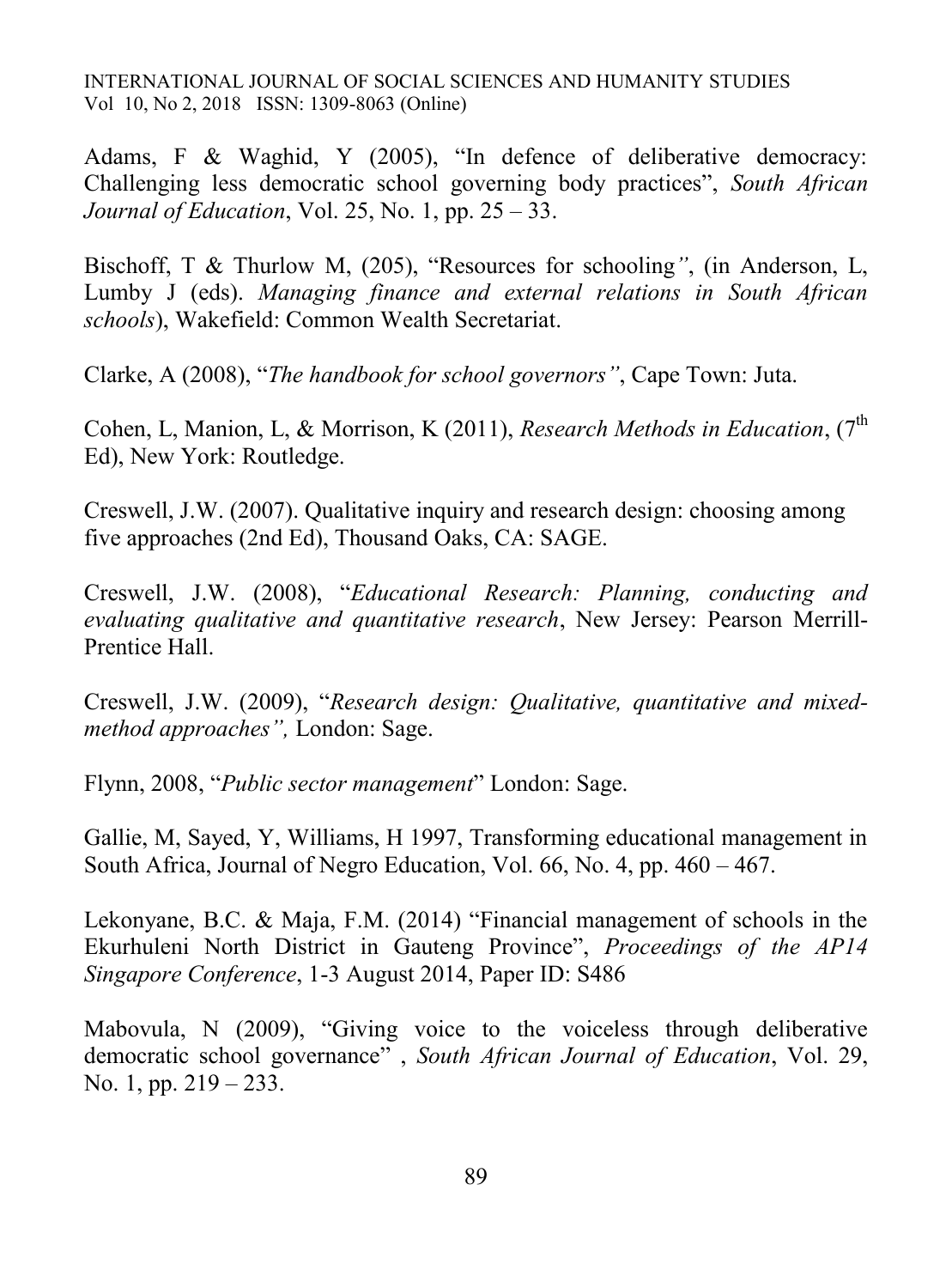Adams, F & Waghid, Y (2005), “In defence of deliberative democracy: Challenging less democratic school governing body practices”, *South African Journal of Education*, Vol. 25, No. 1, pp. 25 – 33.

Bischoff, T & Thurlow M, (205), “Resources for schooling*”*, (in Anderson, L, Lumby J (eds). *Managing finance and external relations in South African schools*), Wakefield: Common Wealth Secretariat.

Clarke, A (2008), “*The handbook for school governors”*, Cape Town: Juta.

Cohen, L, Manion, L, & Morrison, K (2011), *Research Methods in Education*, (7th Ed), New York: Routledge.

Creswell, J.W. (2007). Qualitative inquiry and research design: choosing among five approaches (2nd Ed), Thousand Oaks, CA: SAGE.

Creswell, J.W. (2008), “*Educational Research: Planning, conducting and evaluating qualitative and quantitative research*, New Jersey: Pearson Merrill-Prentice Hall.

Creswell, J.W. (2009), “*Research design: Qualitative, quantitative and mixed-method approaches”,* London: Sage.

Flynn, 2008, “*Public sector management*” London: Sage.

Gallie, M, Sayed, Y, Williams, H 1997, Transforming educational management in South Africa, Journal of Negro Education, Vol. 66, No. 4, pp. 460 – 467.

Lekonyane, B.C. & Maja, F.M. (2014) “Financial management of schools in the Ekurhuleni North District in Gauteng Province”, *Proceedings of the AP14 Singapore Conference*, 1-3 August 2014, Paper ID: S486

Mabovula, N (2009), “Giving voice to the voiceless through deliberative democratic school governance” , *South African Journal of Education*, Vol. 29, No. 1, pp. 219 – 233.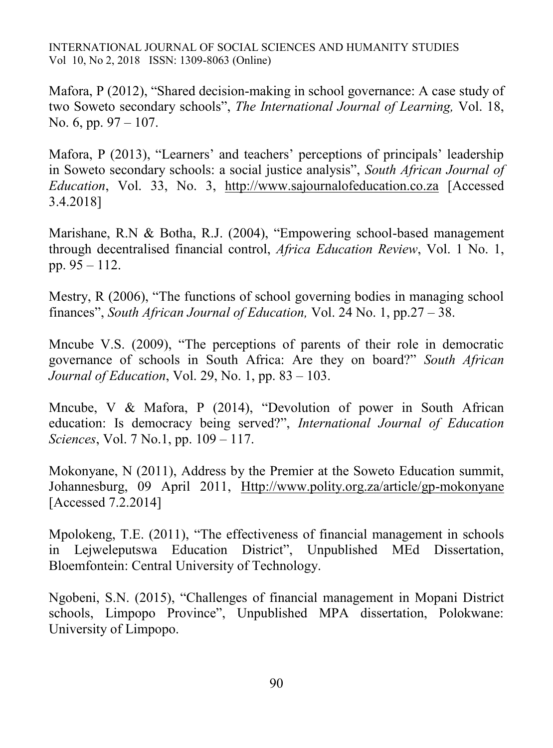Mafora, P (2012), “Shared decision-making in school governance: A case study of two Soweto secondary schools”, *The International Journal of Learning,* Vol. 18, No. 6, pp. 97 – 107.

Mafora, P (2013), “Learners’ and teachers’ perceptions of principals’ leadership in Soweto secondary schools: a social justice analysis”, *South African Journal of Education*, Vol. 33, No. 3, http://www.sajournalofeducation.co.za [Accessed 3.4.2018]

Marishane, R.N & Botha, R.J. (2004), “Empowering school-based management through decentralised financial control, *Africa Education Review*, Vol. 1 No. 1, pp. 95 – 112.

Mestry, R (2006), “The functions of school governing bodies in managing school finances”, *South African Journal of Education,* Vol. 24 No. 1, pp.27 – 38.

Mncube V.S. (2009), “The perceptions of parents of their role in democratic governance of schools in South Africa: Are they on board?” *South African Journal of Education*, Vol. 29, No. 1, pp. 83 – 103.

Mncube, V & Mafora, P (2014), “Devolution of power in South African education: Is democracy being served?”, *International Journal of Education Sciences*, Vol. 7 No.1, pp. 109 – 117.

Mokonyane, N (2011), Address by the Premier at the Soweto Education summit, Johannesburg, 09 April 2011, Http://www.polity.org.za/article/gp-mokonyane [Accessed 7.2.2014]

Mpolokeng, T.E. (2011), “The effectiveness of financial management in schools in Lejweleputswa Education District”, Unpublished MEd Dissertation, Bloemfontein: Central University of Technology.

Ngobeni, S.N. (2015), “Challenges of financial management in Mopani District schools, Limpopo Province”, Unpublished MPA dissertation, Polokwane: University of Limpopo.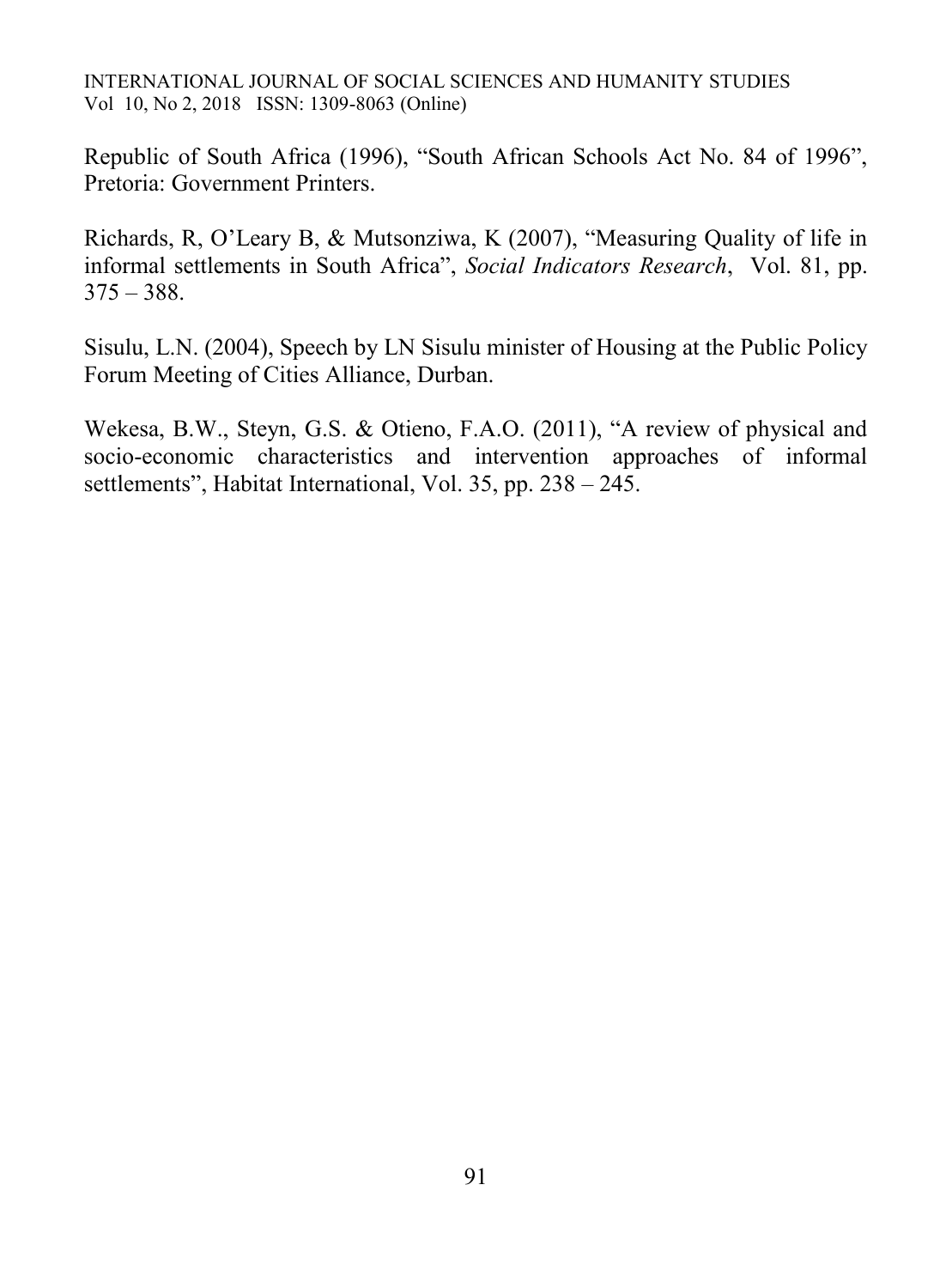Republic of South Africa (1996), “South African Schools Act No. 84 of 1996”, Pretoria: Government Printers.

Richards, R, O’Leary B, & Mutsonziwa, K (2007), “Measuring Quality of life in informal settlements in South Africa”, *Social Indicators Research*, Vol. 81, pp. 375 – 388.

Sisulu, L.N. (2004), Speech by LN Sisulu minister of Housing at the Public Policy Forum Meeting of Cities Alliance, Durban.

Wekesa, B.W., Steyn, G.S. & Otieno, F.A.O. (2011), “A review of physical and socio-economic characteristics and intervention approaches of informal settlements”, Habitat International, Vol. 35, pp. 238 – 245.